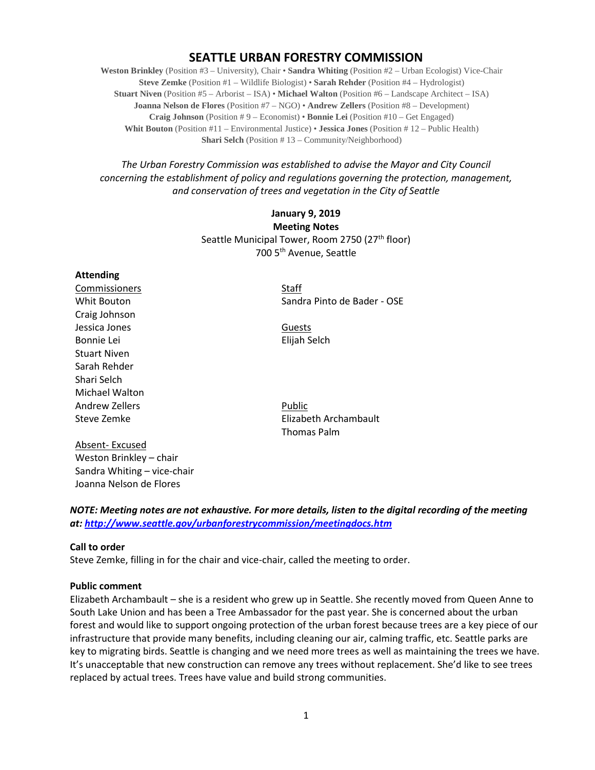# SEATTLE URBAN FORESTRY COMMISSION

**Weston Brinkley** (Position #3 – University), Chair • **Sandra Whiting** (Position #2 – Urban Ecologist) Vice-Chair
**Steve Zemke** (Position #1 – Wildlife Biologist) • **Sarah Rehder** (Position #4 – Hydrologist)
**Stuart Niven** (Position #5 – Arborist – ISA) • **Michael Walton** (Position #6 – Landscape Architect – ISA)
**Joanna Nelson de Flores** (Position #7 – NGO) • **Andrew Zellers** (Position #8 – Development)
**Craig Johnson** (Position # 9 – Economist) • **Bonnie Lei** (Position #10 – Get Engaged)
**Whit Bouton** (Position #11 – Environmental Justice) • **Jessica Jones** (Position # 12 – Public Health)
**Shari Selch** (Position # 13 – Community/Neighborhood)

*The Urban Forestry Commission was established to advise the Mayor and City Council concerning the establishment of policy and regulations governing the protection, management, and conservation of trees and vegetation in the City of Seattle*

**January 9, 2019**
**Meeting Notes**
Seattle Municipal Tower, Room 2750 (27th floor)
700 5th Avenue, Seattle

**Attending**

Commissioners
Whit Bouton
Craig Johnson
Jessica Jones
Bonnie Lei
Stuart Niven
Sarah Rehder
Shari Selch
Michael Walton
Andrew Zellers
Steve Zemke

Absent- Excused
Weston Brinkley – chair
Sandra Whiting – vice-chair
Joanna Nelson de Flores

Staff
Sandra Pinto de Bader - OSE

Guests
Elijah Selch

Public
Elizabeth Archambault
Thomas Palm

***NOTE: Meeting notes are not exhaustive. For more details, listen to the digital recording of the meeting at: http://www.seattle.gov/urbanforestrycommission/meetingdocs.htm***

**Call to order**
Steve Zemke, filling in for the chair and vice-chair, called the meeting to order.

**Public comment**
Elizabeth Archambault – she is a resident who grew up in Seattle. She recently moved from Queen Anne to South Lake Union and has been a Tree Ambassador for the past year. She is concerned about the urban forest and would like to support ongoing protection of the urban forest because trees are a key piece of our infrastructure that provide many benefits, including cleaning our air, calming traffic, etc. Seattle parks are key to migrating birds. Seattle is changing and we need more trees as well as maintaining the trees we have. It's unacceptable that new construction can remove any trees without replacement. She'd like to see trees replaced by actual trees. Trees have value and build strong communities.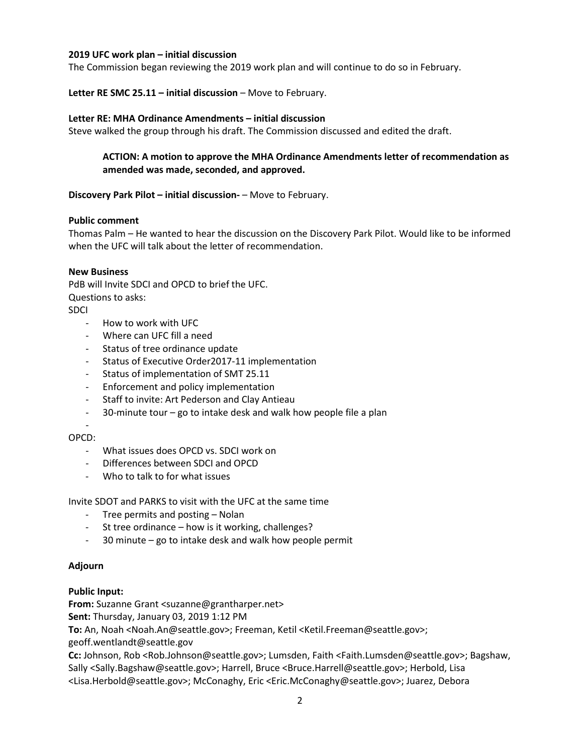**2019 UFC work plan – initial discussion**
The Commission began reviewing the 2019 work plan and will continue to do so in February.

**Letter RE SMC 25.11 – initial discussion** – Move to February.

**Letter RE: MHA Ordinance Amendments – initial discussion**
Steve walked the group through his draft. The Commission discussed and edited the draft.

> **ACTION: A motion to approve the MHA Ordinance Amendments letter of recommendation as amended was made, seconded, and approved.**

**Discovery Park Pilot – initial discussion-** – Move to February.

**Public comment**
Thomas Palm – He wanted to hear the discussion on the Discovery Park Pilot. Would like to be informed when the UFC will talk about the letter of recommendation.

**New Business**
PdB will Invite SDCI and OPCD to brief the UFC.
Questions to asks:
SDCI

- How to work with UFC
- Where can UFC fill a need
- Status of tree ordinance update
- Status of Executive Order2017-11 implementation
- Status of implementation of SMT 25.11
- Enforcement and policy implementation
- Staff to invite: Art Pederson and Clay Antieau
- 30-minute tour – go to intake desk and walk how people file a plan
-

OPCD:

- What issues does OPCD vs. SDCI work on
- Differences between SDCI and OPCD
- Who to talk to for what issues

Invite SDOT and PARKS to visit with the UFC at the same time

- Tree permits and posting – Nolan
- St tree ordinance – how is it working, challenges?
- 30 minute – go to intake desk and walk how people permit

**Adjourn**

**Public Input:**
**From:** Suzanne Grant <suzanne@grantharper.net>
**Sent:** Thursday, January 03, 2019 1:12 PM
**To:** An, Noah <Noah.An@seattle.gov>; Freeman, Ketil <Ketil.Freeman@seattle.gov>; geoff.wentlandt@seattle.gov
**Cc:** Johnson, Rob <Rob.Johnson@seattle.gov>; Lumsden, Faith <Faith.Lumsden@seattle.gov>; Bagshaw, Sally <Sally.Bagshaw@seattle.gov>; Harrell, Bruce <Bruce.Harrell@seattle.gov>; Herbold, Lisa <Lisa.Herbold@seattle.gov>; McConaghy, Eric <Eric.McConaghy@seattle.gov>; Juarez, Debora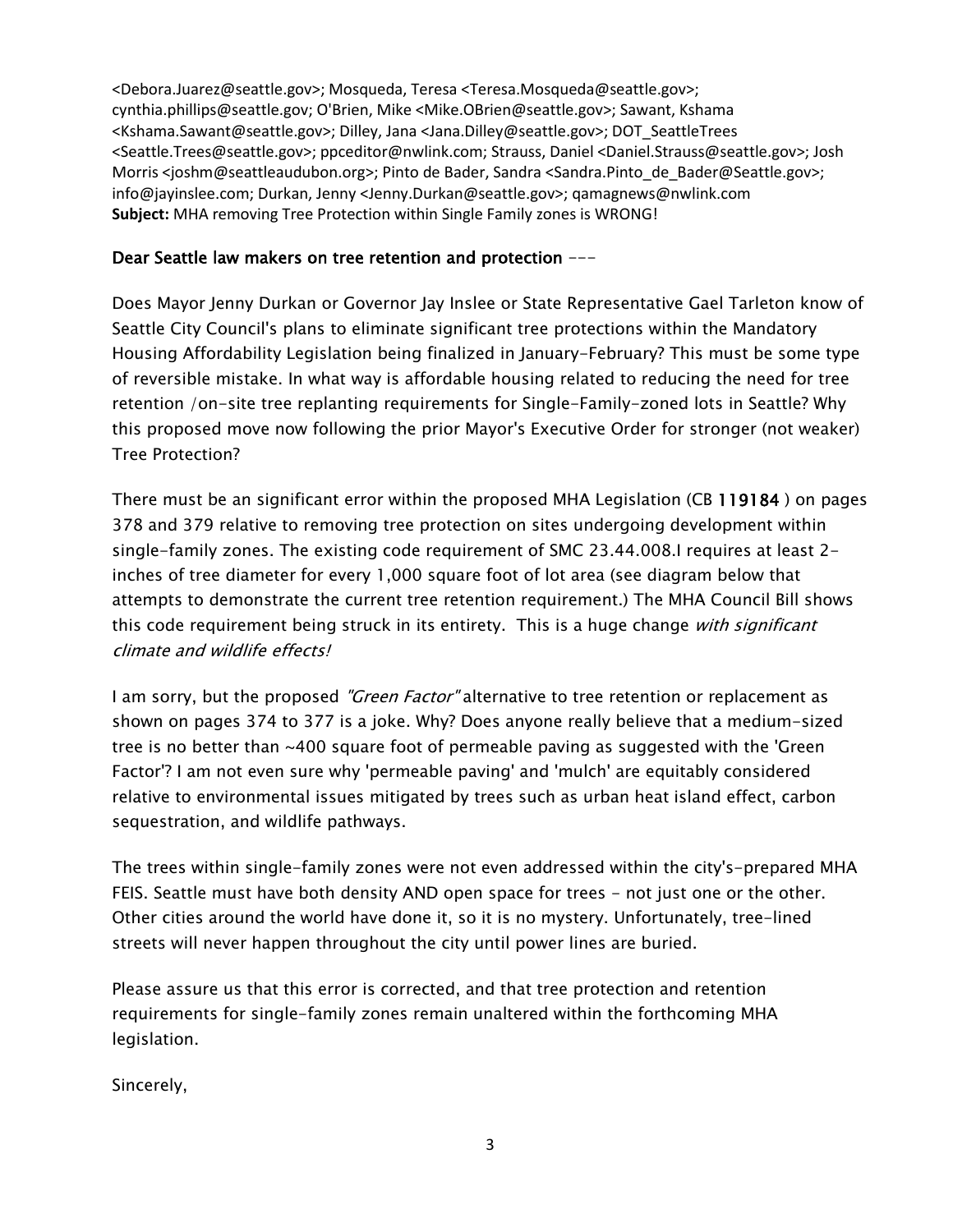<Debora.Juarez@seattle.gov>; Mosqueda, Teresa <Teresa.Mosqueda@seattle.gov>; cynthia.phillips@seattle.gov; O'Brien, Mike <Mike.OBrien@seattle.gov>; Sawant, Kshama <Kshama.Sawant@seattle.gov>; Dilley, Jana <Jana.Dilley@seattle.gov>; DOT_SeattleTrees <Seattle.Trees@seattle.gov>; ppceditor@nwlink.com; Strauss, Daniel <Daniel.Strauss@seattle.gov>; Josh Morris <joshm@seattleaudubon.org>; Pinto de Bader, Sandra <Sandra.Pinto_de_Bader@Seattle.gov>; info@jayinslee.com; Durkan, Jenny <Jenny.Durkan@seattle.gov>; qamagnews@nwlink.com
**Subject:** MHA removing Tree Protection within Single Family zones is WRONG!

**Dear Seattle law makers on tree retention and protection** ---

Does Mayor Jenny Durkan or Governor Jay Inslee or State Representative Gael Tarleton know of Seattle City Council's plans to eliminate significant tree protections within the Mandatory Housing Affordability Legislation being finalized in January-February? This must be some type of reversible mistake. In what way is affordable housing related to reducing the need for tree retention /on-site tree replanting requirements for Single-Family-zoned lots in Seattle? Why this proposed move now following the prior Mayor's Executive Order for stronger (not weaker) Tree Protection?

There must be an significant error within the proposed MHA Legislation (CB 119184 ) on pages 378 and 379 relative to removing tree protection on sites undergoing development within single-family zones. The existing code requirement of SMC 23.44.008.I requires at least 2-inches of tree diameter for every 1,000 square foot of lot area (see diagram below that attempts to demonstrate the current tree retention requirement.) The MHA Council Bill shows this code requirement being struck in its entirety. This is a huge change *with significant climate and wildlife effects!*

I am sorry, but the proposed *"Green Factor"* alternative to tree retention or replacement as shown on pages 374 to 377 is a joke. Why? Does anyone really believe that a medium-sized tree is no better than ~400 square foot of permeable paving as suggested with the 'Green Factor'? I am not even sure why 'permeable paving' and 'mulch' are equitably considered relative to environmental issues mitigated by trees such as urban heat island effect, carbon sequestration, and wildlife pathways.

The trees within single-family zones were not even addressed within the city's-prepared MHA FEIS. Seattle must have both density AND open space for trees - not just one or the other. Other cities around the world have done it, so it is no mystery. Unfortunately, tree-lined streets will never happen throughout the city until power lines are buried.

Please assure us that this error is corrected, and that tree protection and retention requirements for single-family zones remain unaltered within the forthcoming MHA legislation.

Sincerely,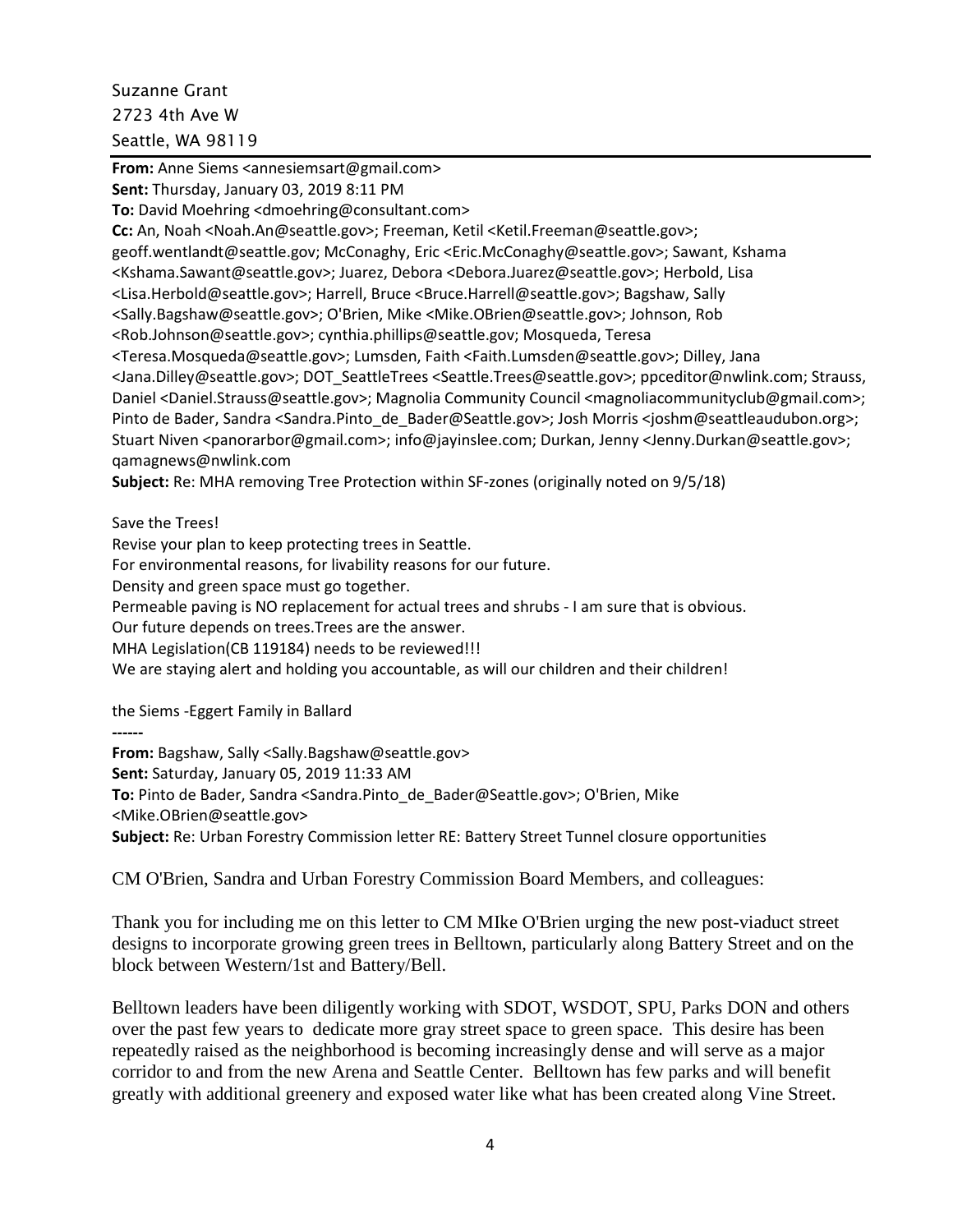Suzanne Grant
2723 4th Ave W
Seattle, WA 98119

---

**From:** Anne Siems <annesiemsart@gmail.com>
**Sent:** Thursday, January 03, 2019 8:11 PM
**To:** David Moehring <dmoehring@consultant.com>
**Cc:** An, Noah <Noah.An@seattle.gov>; Freeman, Ketil <Ketil.Freeman@seattle.gov>; geoff.wentlandt@seattle.gov; McConaghy, Eric <Eric.McConaghy@seattle.gov>; Sawant, Kshama <Kshama.Sawant@seattle.gov>; Juarez, Debora <Debora.Juarez@seattle.gov>; Herbold, Lisa <Lisa.Herbold@seattle.gov>; Harrell, Bruce <Bruce.Harrell@seattle.gov>; Bagshaw, Sally <Sally.Bagshaw@seattle.gov>; O'Brien, Mike <Mike.OBrien@seattle.gov>; Johnson, Rob <Rob.Johnson@seattle.gov>; cynthia.phillips@seattle.gov; Mosqueda, Teresa <Teresa.Mosqueda@seattle.gov>; Lumsden, Faith <Faith.Lumsden@seattle.gov>; Dilley, Jana <Jana.Dilley@seattle.gov>; DOT_SeattleTrees <Seattle.Trees@seattle.gov>; ppceditor@nwlink.com; Strauss, Daniel <Daniel.Strauss@seattle.gov>; Magnolia Community Council <magnoliacommunityclub@gmail.com>; Pinto de Bader, Sandra <Sandra.Pinto_de_Bader@Seattle.gov>; Josh Morris <joshm@seattleaudubon.org>; Stuart Niven <panorarbor@gmail.com>; info@jayinslee.com; Durkan, Jenny <Jenny.Durkan@seattle.gov>; qamagnews@nwlink.com
**Subject:** Re: MHA removing Tree Protection within SF-zones (originally noted on 9/5/18)

Save the Trees!
Revise your plan to keep protecting trees in Seattle.
For environmental reasons, for livability reasons for our future.
Density and green space must go together.
Permeable paving is NO replacement for actual trees and shrubs - I am sure that is obvious.
Our future depends on trees.Trees are the answer.
MHA Legislation(CB 119184) needs to be reviewed!!!
We are staying alert and holding you accountable, as will our children and their children!

the Siems -Eggert Family in Ballard

------

**From:** Bagshaw, Sally <Sally.Bagshaw@seattle.gov>
**Sent:** Saturday, January 05, 2019 11:33 AM
**To:** Pinto de Bader, Sandra <Sandra.Pinto_de_Bader@Seattle.gov>; O'Brien, Mike <Mike.OBrien@seattle.gov>
**Subject:** Re: Urban Forestry Commission letter RE: Battery Street Tunnel closure opportunities

CM O'Brien, Sandra and Urban Forestry Commission Board Members, and colleagues:

Thank you for including me on this letter to CM MIke O'Brien urging the new post-viaduct street designs to incorporate growing green trees in Belltown, particularly along Battery Street and on the block between Western/1st and Battery/Bell.

Belltown leaders have been diligently working with SDOT, WSDOT, SPU, Parks DON and others over the past few years to dedicate more gray street space to green space. This desire has been repeatedly raised as the neighborhood is becoming increasingly dense and will serve as a major corridor to and from the new Arena and Seattle Center. Belltown has few parks and will benefit greatly with additional greenery and exposed water like what has been created along Vine Street.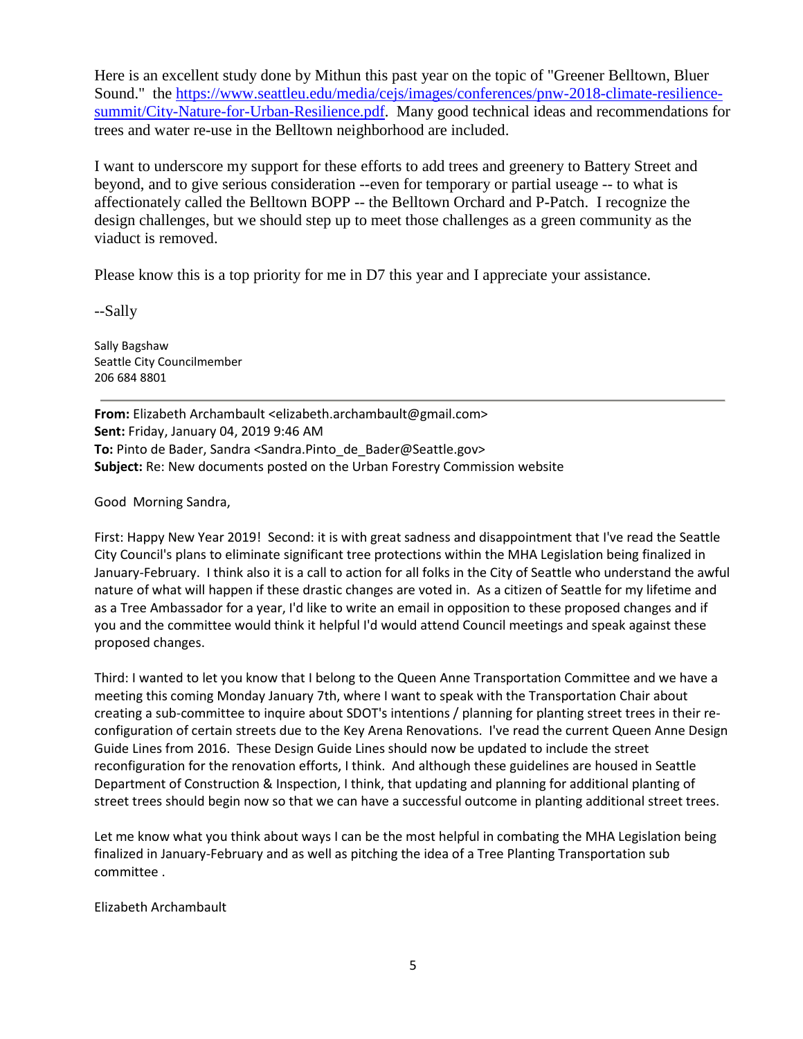Here is an excellent study done by Mithun this past year on the topic of "Greener Belltown, Bluer Sound." the https://www.seattleu.edu/media/cejs/images/conferences/pnw-2018-climate-resilience-summit/City-Nature-for-Urban-Resilience.pdf. Many good technical ideas and recommendations for trees and water re-use in the Belltown neighborhood are included.

I want to underscore my support for these efforts to add trees and greenery to Battery Street and beyond, and to give serious consideration --even for temporary or partial useage -- to what is affectionately called the Belltown BOPP -- the Belltown Orchard and P-Patch. I recognize the design challenges, but we should step up to meet those challenges as a green community as the viaduct is removed.

Please know this is a top priority for me in D7 this year and I appreciate your assistance.

--Sally

Sally Bagshaw
Seattle City Councilmember
206 684 8801

---

**From:** Elizabeth Archambault <elizabeth.archambault@gmail.com>
**Sent:** Friday, January 04, 2019 9:46 AM
**To:** Pinto de Bader, Sandra <Sandra.Pinto_de_Bader@Seattle.gov>
**Subject:** Re: New documents posted on the Urban Forestry Commission website

Good Morning Sandra,

First: Happy New Year 2019! Second: it is with great sadness and disappointment that I've read the Seattle City Council's plans to eliminate significant tree protections within the MHA Legislation being finalized in January-February. I think also it is a call to action for all folks in the City of Seattle who understand the awful nature of what will happen if these drastic changes are voted in. As a citizen of Seattle for my lifetime and as a Tree Ambassador for a year, I'd like to write an email in opposition to these proposed changes and if you and the committee would think it helpful I'd would attend Council meetings and speak against these proposed changes.

Third: I wanted to let you know that I belong to the Queen Anne Transportation Committee and we have a meeting this coming Monday January 7th, where I want to speak with the Transportation Chair about creating a sub-committee to inquire about SDOT's intentions / planning for planting street trees in their re-configuration of certain streets due to the Key Arena Renovations. I've read the current Queen Anne Design Guide Lines from 2016. These Design Guide Lines should now be updated to include the street reconfiguration for the renovation efforts, I think. And although these guidelines are housed in Seattle Department of Construction & Inspection, I think, that updating and planning for additional planting of street trees should begin now so that we can have a successful outcome in planting additional street trees.

Let me know what you think about ways I can be the most helpful in combating the MHA Legislation being finalized in January-February and as well as pitching the idea of a Tree Planting Transportation sub committee .

Elizabeth Archambault